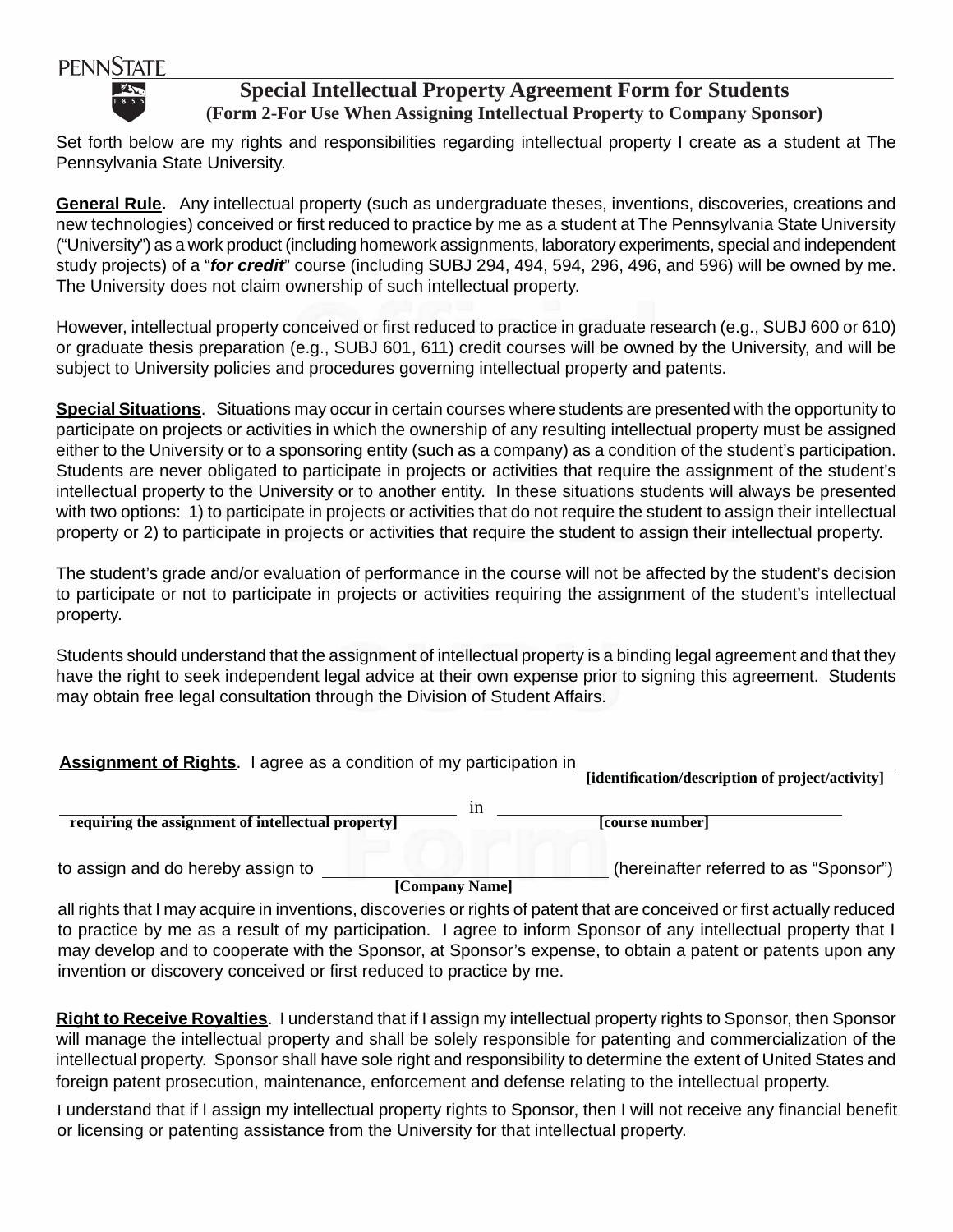PENNSTATE

# Special Intellectual Property Agreement Form for Students

## (Form 2-For Use When Assigning Intellectual Property to Company Sponsor)

Set forth below are my rights and responsibilities regarding intellectual property I create as a student at The Pennsylvania State University.

**General Rule.** Any intellectual property (such as undergraduate theses, inventions, discoveries, creations and new technologies) conceived or first reduced to practice by me as a student at The Pennsylvania State University ("University") as a work product (including homework assignments, laboratory experiments, special and independent study projects) of a "***for credit***" course (including SUBJ 294, 494, 594, 296, 496, and 596) will be owned by me. The University does not claim ownership of such intellectual property.

However, intellectual property conceived or first reduced to practice in graduate research (e.g., SUBJ 600 or 610) or graduate thesis preparation (e.g., SUBJ 601, 611) credit courses will be owned by the University, and will be subject to University policies and procedures governing intellectual property and patents.

**Special Situations**. Situations may occur in certain courses where students are presented with the opportunity to participate on projects or activities in which the ownership of any resulting intellectual property must be assigned either to the University or to a sponsoring entity (such as a company) as a condition of the student's participation. Students are never obligated to participate in projects or activities that require the assignment of the student's intellectual property to the University or to another entity. In these situations students will always be presented with two options: 1) to participate in projects or activities that do not require the student to assign their intellectual property or 2) to participate in projects or activities that require the student to assign their intellectual property.

The student's grade and/or evaluation of performance in the course will not be affected by the student's decision to participate or not to participate in projects or activities requiring the assignment of the student's intellectual property.

Students should understand that the assignment of intellectual property is a binding legal agreement and that they have the right to seek independent legal advice at their own expense prior to signing this agreement. Students may obtain free legal consultation through the Division of Student Affairs.

**Assignment of Rights**. I agree as a condition of my participation in ______________________________
**[identification/description of project/activity]**

______________________________ in ______________________________
**requiring the assignment of intellectual property]** **[course number]**

to assign and do hereby assign to ______________________________ (hereinafter referred to as "Sponsor")
**[Company Name]**

all rights that I may acquire in inventions, discoveries or rights of patent that are conceived or first actually reduced to practice by me as a result of my participation. I agree to inform Sponsor of any intellectual property that I may develop and to cooperate with the Sponsor, at Sponsor's expense, to obtain a patent or patents upon any invention or discovery conceived or first reduced to practice by me.

**Right to Receive Royalties**. I understand that if I assign my intellectual property rights to Sponsor, then Sponsor will manage the intellectual property and shall be solely responsible for patenting and commercialization of the intellectual property. Sponsor shall have sole right and responsibility to determine the extent of United States and foreign patent prosecution, maintenance, enforcement and defense relating to the intellectual property.

I understand that if I assign my intellectual property rights to Sponsor, then I will not receive any financial benefit or licensing or patenting assistance from the University for that intellectual property.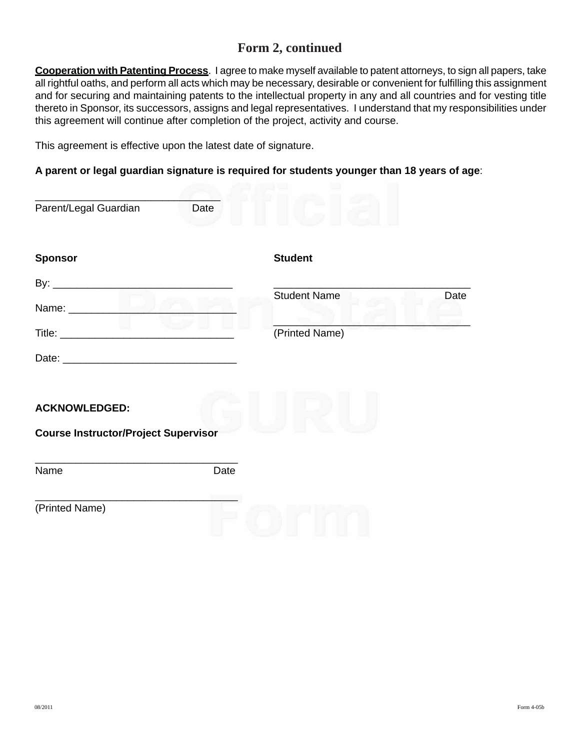# Form 2, continued

**Cooperation with Patenting Process**. I agree to make myself available to patent attorneys, to sign all papers, take all rightful oaths, and perform all acts which may be necessary, desirable or convenient for fulfilling this assignment and for securing and maintaining patents to the intellectual property in any and all countries and for vesting title thereto in Sponsor, its successors, assigns and legal representatives. I understand that my responsibilities under this agreement will continue after completion of the project, activity and course.

This agreement is effective upon the latest date of signature.

**A parent or legal guardian signature is required for students younger than 18 years of age**:

______________________________
Parent/Legal Guardian Date

**Sponsor**

By: ______________________________

Name: ______________________________

Title: ______________________________

Date: ______________________________

**Student**

______________________________
Student Name Date

______________________________
(Printed Name)

**ACKNOWLEDGED:**

**Course Instructor/Project Supervisor**

______________________________
Name Date

______________________________
(Printed Name)

08/2011 Form 4-05b